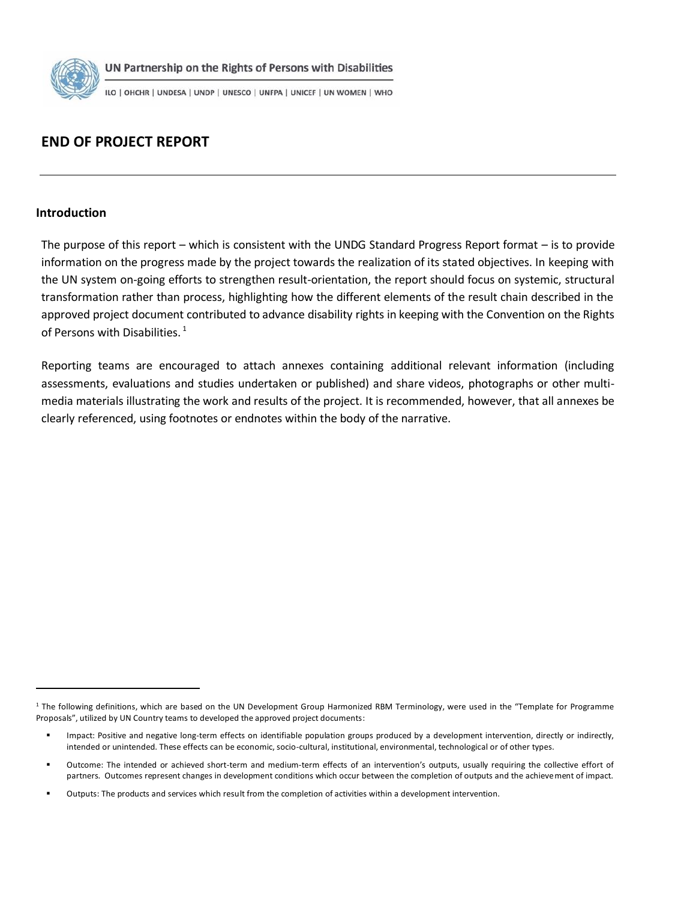UN Partnership on the Rights of Persons with Disabilities

ILO | OHCHR | UNDESA | UNDP | UNESCO | UNFPA | UNICEF | UN WOMEN | WHO

# END OF PROJECT REPORT

---

## Introduction

The purpose of this report – which is consistent with the UNDG Standard Progress Report format – is to provide information on the progress made by the project towards the realization of its stated objectives. In keeping with the UN system on-going efforts to strengthen result-orientation, the report should focus on systemic, structural transformation rather than process, highlighting how the different elements of the result chain described in the approved project document contributed to advance disability rights in keeping with the Convention on the Rights of Persons with Disabilities. [1]

Reporting teams are encouraged to attach annexes containing additional relevant information (including assessments, evaluations and studies undertaken or published) and share videos, photographs or other multi-media materials illustrating the work and results of the project. It is recommended, however, that all annexes be clearly referenced, using footnotes or endnotes within the body of the narrative.

---

[1] The following definitions, which are based on the UN Development Group Harmonized RBM Terminology, were used in the "Template for Programme Proposals", utilized by UN Country teams to developed the approved project documents:

- Impact: Positive and negative long-term effects on identifiable population groups produced by a development intervention, directly or indirectly, intended or unintended. These effects can be economic, socio-cultural, institutional, environmental, technological or of other types.
- Outcome: The intended or achieved short-term and medium-term effects of an intervention's outputs, usually requiring the collective effort of partners. Outcomes represent changes in development conditions which occur between the completion of outputs and the achievement of impact.
- Outputs: The products and services which result from the completion of activities within a development intervention.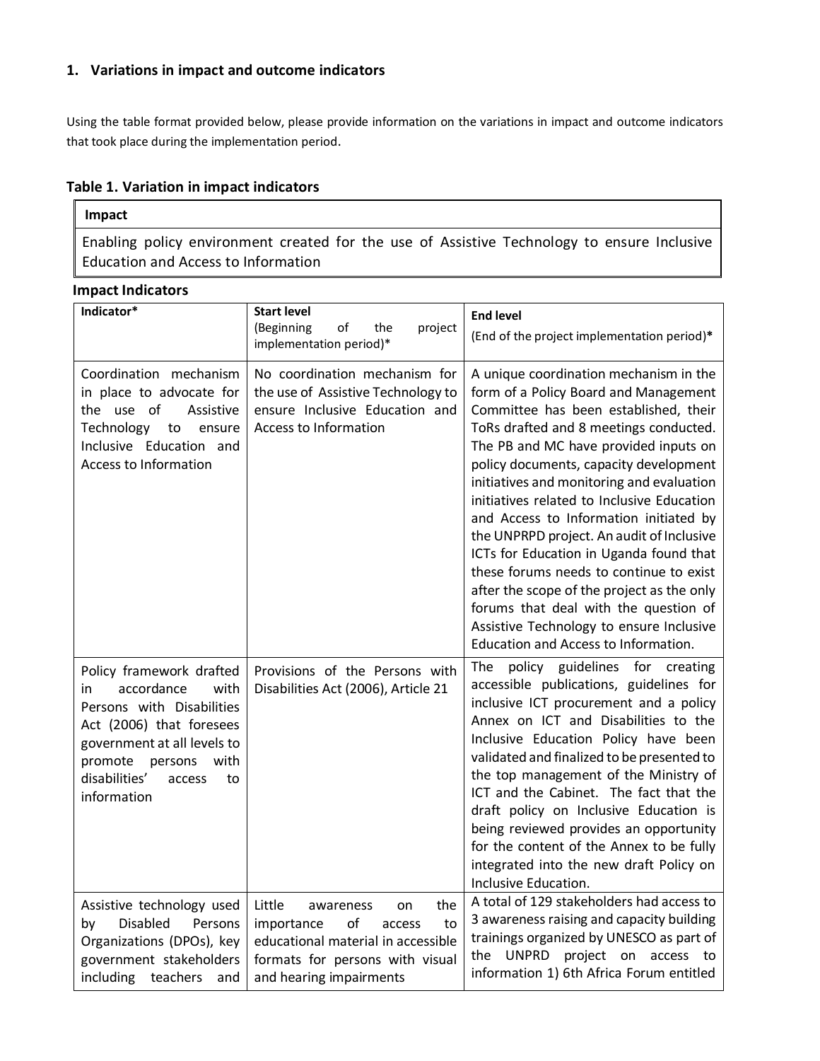## 1. Variations in impact and outcome indicators

Using the table format provided below, please provide information on the variations in impact and outcome indicators that took place during the implementation period.

### Table 1. Variation in impact indicators

| Impact |
|---|
| Enabling policy environment created for the use of Assistive Technology to ensure Inclusive Education and Access to Information |

**Impact Indicators**

| Indicator* | Start level (Beginning of the project implementation period)* | End level (End of the project implementation period)* |
|---|---|---|
| Coordination mechanism in place to advocate for the use of Assistive Technology to ensure Inclusive Education and Access to Information | No coordination mechanism for the use of Assistive Technology to ensure Inclusive Education and Access to Information | A unique coordination mechanism in the form of a Policy Board and Management Committee has been established, their ToRs drafted and 8 meetings conducted. The PB and MC have provided inputs on policy documents, capacity development initiatives and monitoring and evaluation initiatives related to Inclusive Education and Access to Information initiated by the UNPRPD project. An audit of Inclusive ICTs for Education in Uganda found that these forums needs to continue to exist after the scope of the project as the only forums that deal with the question of Assistive Technology to ensure Inclusive Education and Access to Information. |
| Policy framework drafted in accordance with Persons with Disabilities Act (2006) that foresees government at all levels to promote persons with disabilities' access to information | Provisions of the Persons with Disabilities Act (2006), Article 21 | The policy guidelines for creating accessible publications, guidelines for inclusive ICT procurement and a policy Annex on ICT and Disabilities to the Inclusive Education Policy have been validated and finalized to be presented to the top management of the Ministry of ICT and the Cabinet. The fact that the draft policy on Inclusive Education is being reviewed provides an opportunity for the content of the Annex to be fully integrated into the new draft Policy on Inclusive Education. |
| Assistive technology used by Disabled Persons Organizations (DPOs), key government stakeholders including teachers and | Little awareness on the importance of access to educational material in accessible formats for persons with visual and hearing impairments | A total of 129 stakeholders had access to 3 awareness raising and capacity building trainings organized by UNESCO as part of the UNPRD project on access to information 1) 6th Africa Forum entitled |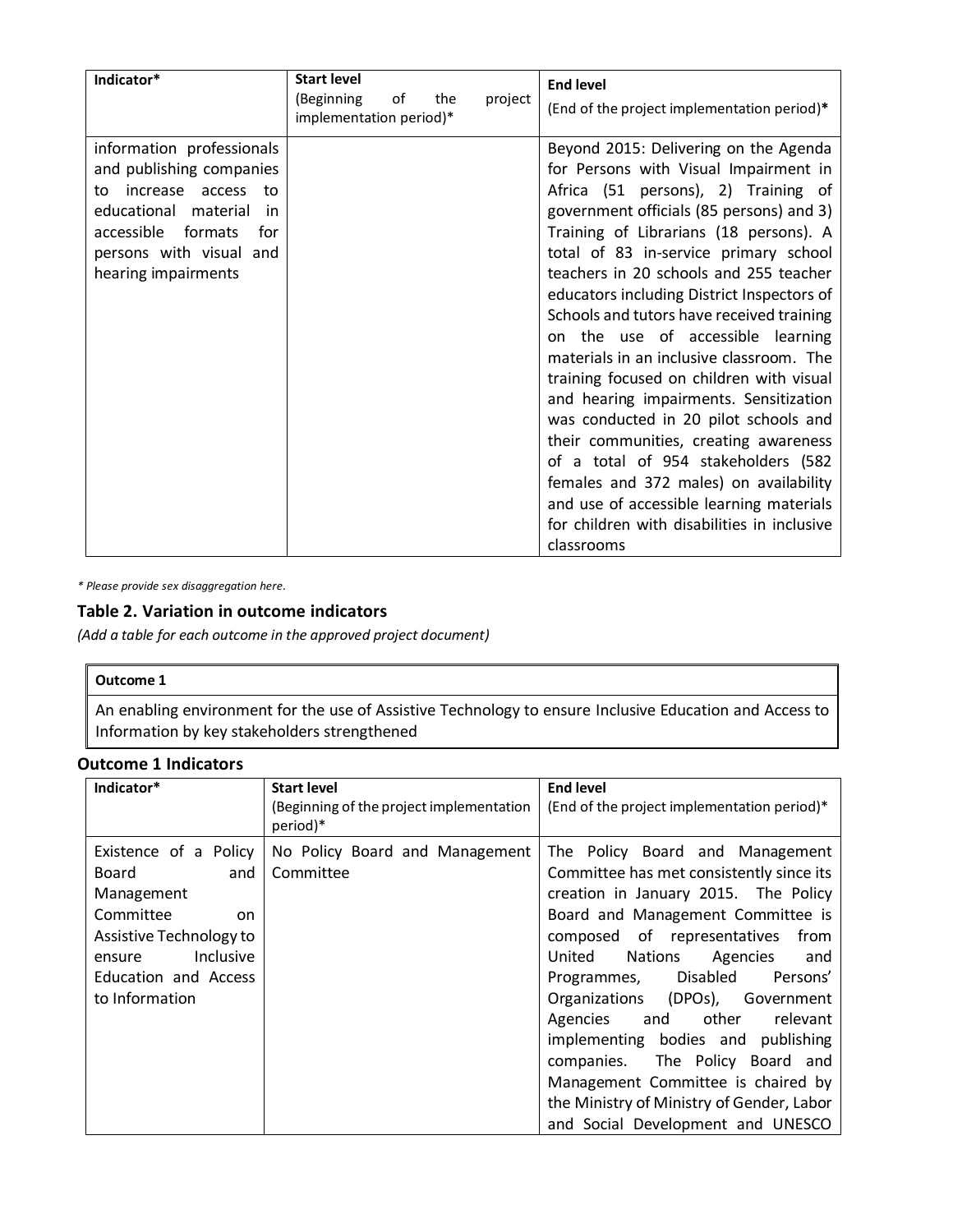| Indicator* | Start level<br>(Beginning of the project implementation period)* | End level<br>(End of the project implementation period)* |
|---|---|---|
| information professionals and publishing companies to increase access to educational material in accessible formats for persons with visual and hearing impairments | | Beyond 2015: Delivering on the Agenda for Persons with Visual Impairment in Africa (51 persons), 2) Training of government officials (85 persons) and 3) Training of Librarians (18 persons). A total of 83 in-service primary school teachers in 20 schools and 255 teacher educators including District Inspectors of Schools and tutors have received training on the use of accessible learning materials in an inclusive classroom. The training focused on children with visual and hearing impairments. Sensitization was conducted in 20 pilot schools and their communities, creating awareness of a total of 954 stakeholders (582 females and 372 males) on availability and use of accessible learning materials for children with disabilities in inclusive classrooms |

*\* Please provide sex disaggregation here.*

### Table 2. Variation in outcome indicators

*(Add a table for each outcome in the approved project document)*

| Outcome 1 |
|---|
| An enabling environment for the use of Assistive Technology to ensure Inclusive Education and Access to Information by key stakeholders strengthened |

### Outcome 1 Indicators

| Indicator* | Start level<br>(Beginning of the project implementation period)* | End level<br>(End of the project implementation period)* |
|---|---|---|
| Existence of a Policy Board and Management Committee on Assistive Technology to ensure Inclusive Education and Access to Information | No Policy Board and Management Committee | The Policy Board and Management Committee has met consistently since its creation in January 2015. The Policy Board and Management Committee is composed of representatives from United Nations Agencies and Programmes, Disabled Persons' Organizations (DPOs), Government Agencies and other relevant implementing bodies and publishing companies. The Policy Board and Management Committee is chaired by the Ministry of Ministry of Gender, Labor and Social Development and UNESCO |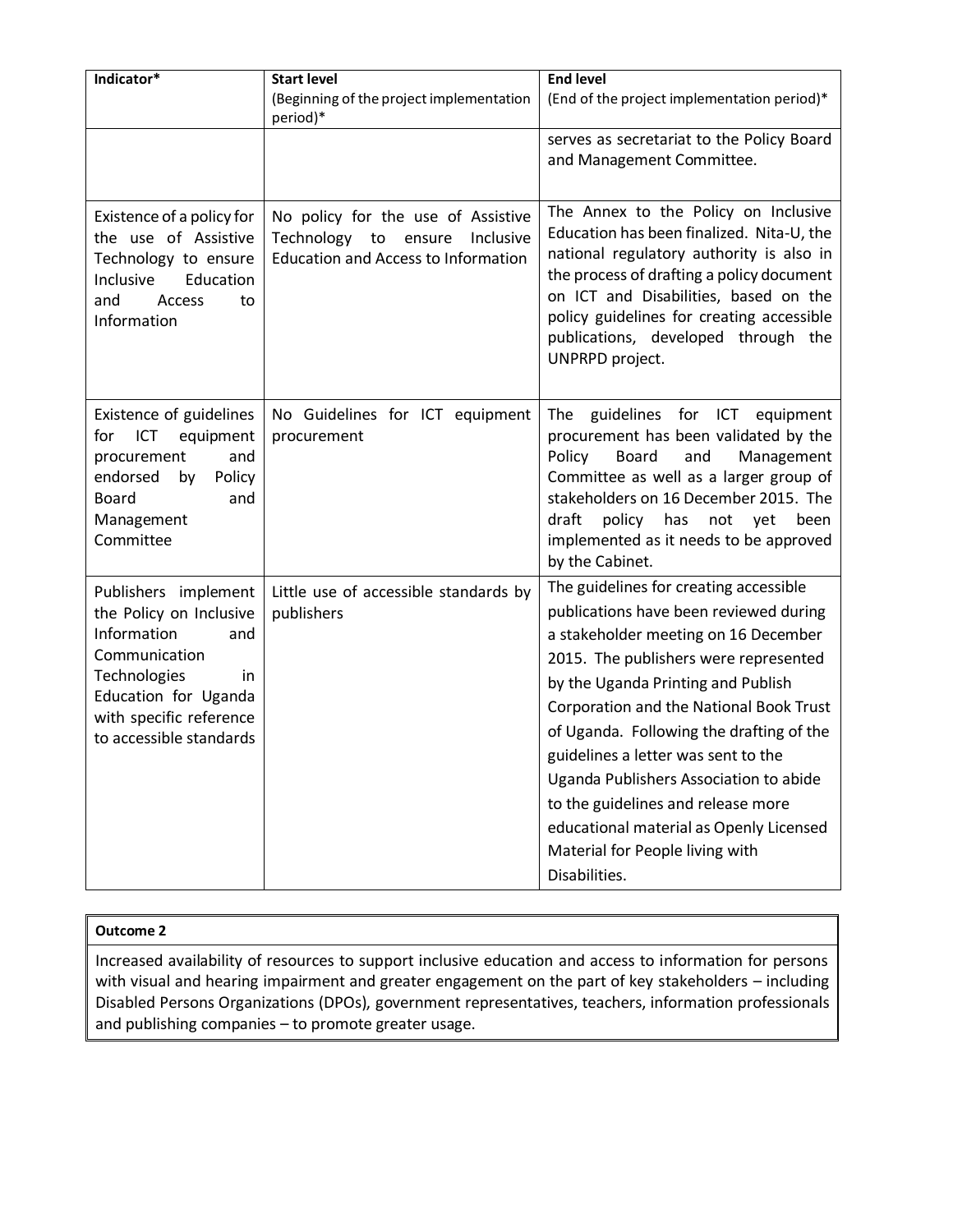| Indicator* | Start level (Beginning of the project implementation period)* | End level (End of the project implementation period)* |
|---|---|---|
| | | serves as secretariat to the Policy Board and Management Committee. |
| Existence of a policy for the use of Assistive Technology to ensure Inclusive Education and Access to Information | No policy for the use of Assistive Technology to ensure Inclusive Education and Access to Information | The Annex to the Policy on Inclusive Education has been finalized. Nita-U, the national regulatory authority is also in the process of drafting a policy document on ICT and Disabilities, based on the policy guidelines for creating accessible publications, developed through the UNPRPD project. |
| Existence of guidelines for ICT equipment procurement and endorsed by Policy Board and Management Committee | No Guidelines for ICT equipment procurement | The guidelines for ICT equipment procurement has been validated by the Policy Board and Management Committee as well as a larger group of stakeholders on 16 December 2015. The draft policy has not yet been implemented as it needs to be approved by the Cabinet. |
| Publishers implement the Policy on Inclusive Information and Communication Technologies in Education for Uganda with specific reference to accessible standards | Little use of accessible standards by publishers | The guidelines for creating accessible publications have been reviewed during a stakeholder meeting on 16 December 2015. The publishers were represented by the Uganda Printing and Publish Corporation and the National Book Trust of Uganda. Following the drafting of the guidelines a letter was sent to the Uganda Publishers Association to abide to the guidelines and release more educational material as Openly Licensed Material for People living with Disabilities. |

| **Outcome 2** |
|---|
| Increased availability of resources to support inclusive education and access to information for persons with visual and hearing impairment and greater engagement on the part of key stakeholders – including Disabled Persons Organizations (DPOs), government representatives, teachers, information professionals and publishing companies – to promote greater usage. |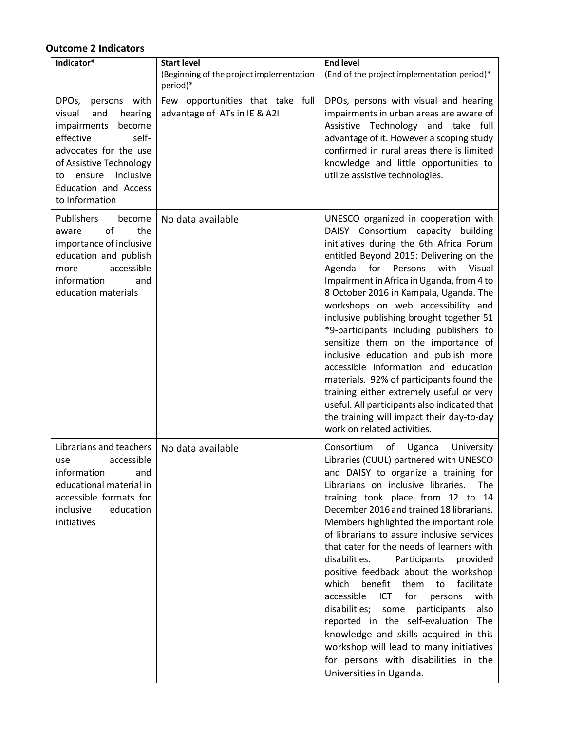**Outcome 2 Indicators**

| **Indicator*** | **Start level** (Beginning of the project implementation period)* | **End level** (End of the project implementation period)* |
|---|---|---|
| DPOs, persons with visual and hearing impairments become effective self-advocates for the use of Assistive Technology to ensure Inclusive Education and Access to Information | Few opportunities that take full advantage of ATs in IE & A2I | DPOs, persons with visual and hearing impairments in urban areas are aware of Assistive Technology and take full advantage of it. However a scoping study confirmed in rural areas there is limited knowledge and little opportunities to utilize assistive technologies. |
| Publishers become aware of the importance of inclusive education and publish more accessible information and education materials | No data available | UNESCO organized in cooperation with DAISY Consortium capacity building initiatives during the 6th Africa Forum entitled Beyond 2015: Delivering on the Agenda for Persons with Visual Impairment in Africa in Uganda, from 4 to 8 October 2016 in Kampala, Uganda. The workshops on web accessibility and inclusive publishing brought together 51 *9-participants including publishers to sensitize them on the importance of inclusive education and publish more accessible information and education materials. 92% of participants found the training either extremely useful or very useful. All participants also indicated that the training will impact their day-to-day work on related activities. |
| Librarians and teachers use accessible information and educational material in accessible formats for inclusive education initiatives | No data available | Consortium of Uganda University Libraries (CUUL) partnered with UNESCO and DAISY to organize a training for Librarians on inclusive libraries. The training took place from 12 to 14 December 2016 and trained 18 librarians. Members highlighted the important role of librarians to assure inclusive services that cater for the needs of learners with disabilities. Participants provided positive feedback about the workshop which benefit them to facilitate accessible ICT for persons with disabilities; some participants also reported in the self-evaluation The knowledge and skills acquired in this workshop will lead to many initiatives for persons with disabilities in the Universities in Uganda. |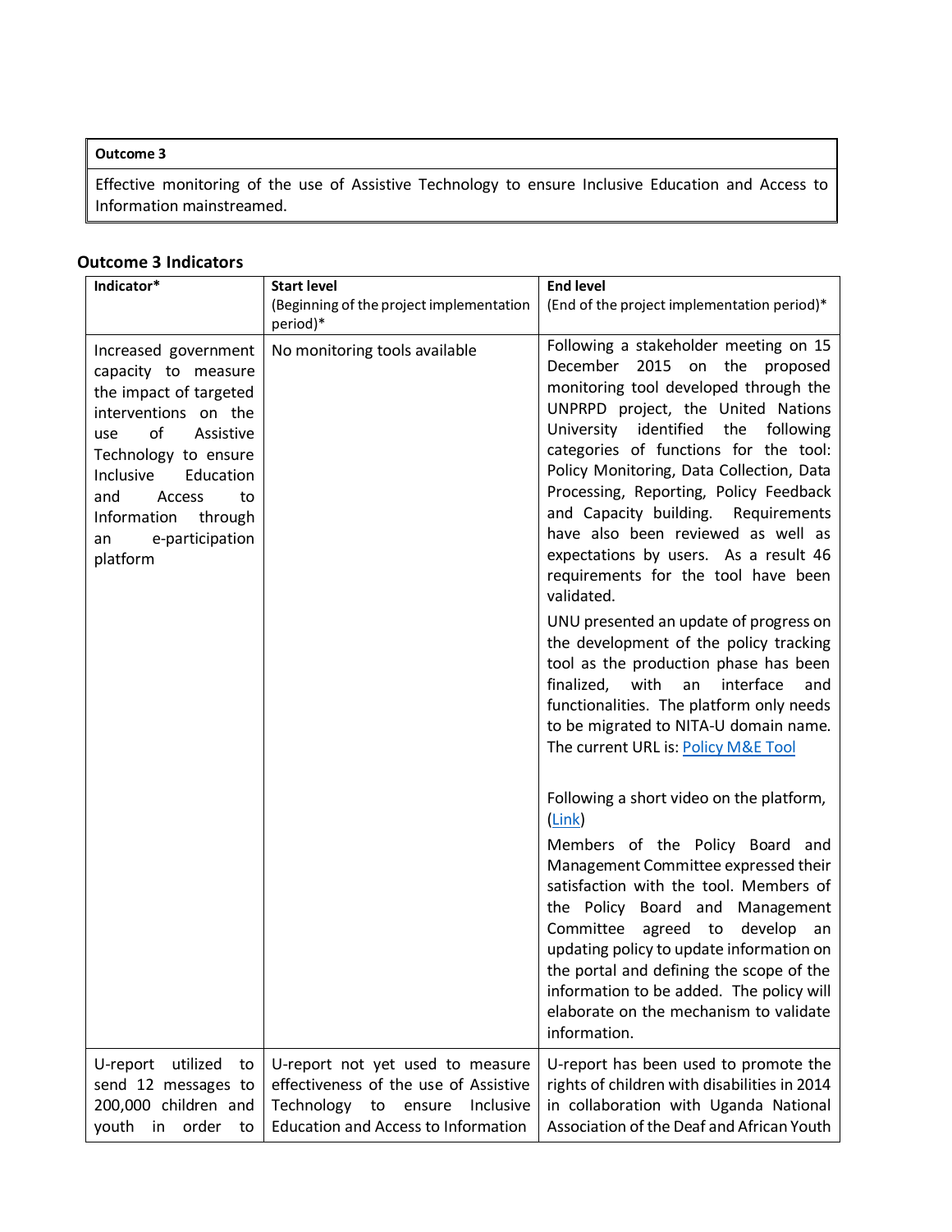| Outcome 3 |
|---|
| Effective monitoring of the use of Assistive Technology to ensure Inclusive Education and Access to Information mainstreamed. |

## Outcome 3 Indicators

| Indicator* | Start level (Beginning of the project implementation period)* | End level (End of the project implementation period)* |
|---|---|---|
| Increased government capacity to measure the impact of targeted interventions on the use of Assistive Technology to ensure Inclusive Education and Access to Information through an e-participation platform | No monitoring tools available | Following a stakeholder meeting on 15 December 2015 on the proposed monitoring tool developed through the UNPRPD project, the United Nations University identified the following categories of functions for the tool: Policy Monitoring, Data Collection, Data Processing, Reporting, Policy Feedback and Capacity building. Requirements have also been reviewed as well as expectations by users. As a result 46 requirements for the tool have been validated.<br><br>UNU presented an update of progress on the development of the policy tracking tool as the production phase has been finalized, with an interface and functionalities. The platform only needs to be migrated to NITA-U domain name. The current URL is: [Policy M&E Tool]<br><br>Following a short video on the platform, ([Link])<br><br>Members of the Policy Board and Management Committee expressed their satisfaction with the tool. Members of the Policy Board and Management Committee agreed to develop an updating policy to update information on the portal and defining the scope of the information to be added. The policy will elaborate on the mechanism to validate information. |
| U-report utilized to send 12 messages to 200,000 children and youth in order to | U-report not yet used to measure effectiveness of the use of Assistive Technology to ensure Inclusive Education and Access to Information | U-report has been used to promote the rights of children with disabilities in 2014 in collaboration with Uganda National Association of the Deaf and African Youth |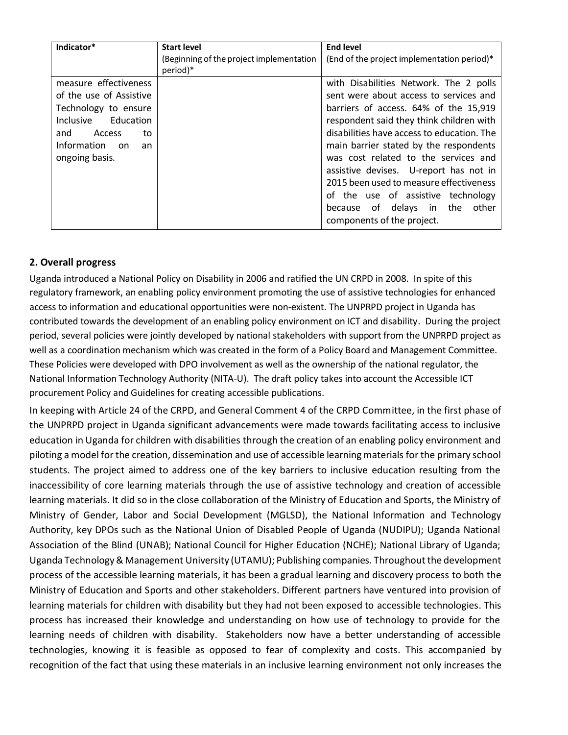| Indicator* | Start level (Beginning of the project implementation period)* | End level (End of the project implementation period)* |
|---|---|---|
| measure effectiveness of the use of Assistive Technology to ensure Inclusive Education and Access to Information on an ongoing basis. | | with Disabilities Network. The 2 polls sent were about access to services and barriers of access. 64% of the 15,919 respondent said they think children with disabilities have access to education. The main barrier stated by the respondents was cost related to the services and assistive devises. U-report has not in 2015 been used to measure effectiveness of the use of assistive technology because of delays in the other components of the project. |

## 2. Overall progress

Uganda introduced a National Policy on Disability in 2006 and ratified the UN CRPD in 2008. In spite of this regulatory framework, an enabling policy environment promoting the use of assistive technologies for enhanced access to information and educational opportunities were non-existent. The UNPRPD project in Uganda has contributed towards the development of an enabling policy environment on ICT and disability. During the project period, several policies were jointly developed by national stakeholders with support from the UNPRPD project as well as a coordination mechanism which was created in the form of a Policy Board and Management Committee. These Policies were developed with DPO involvement as well as the ownership of the national regulator, the National Information Technology Authority (NITA-U). The draft policy takes into account the Accessible ICT procurement Policy and Guidelines for creating accessible publications.

In keeping with Article 24 of the CRPD, and General Comment 4 of the CRPD Committee, in the first phase of the UNPRPD project in Uganda significant advancements were made towards facilitating access to inclusive education in Uganda for children with disabilities through the creation of an enabling policy environment and piloting a model for the creation, dissemination and use of accessible learning materials for the primary school students. The project aimed to address one of the key barriers to inclusive education resulting from the inaccessibility of core learning materials through the use of assistive technology and creation of accessible learning materials. It did so in the close collaboration of the Ministry of Education and Sports, the Ministry of Ministry of Gender, Labor and Social Development (MGLSD), the National Information and Technology Authority, key DPOs such as the National Union of Disabled People of Uganda (NUDIPU); Uganda National Association of the Blind (UNAB); National Council for Higher Education (NCHE); National Library of Uganda; Uganda Technology & Management University (UTAMU); Publishing companies. Throughout the development process of the accessible learning materials, it has been a gradual learning and discovery process to both the Ministry of Education and Sports and other stakeholders. Different partners have ventured into provision of learning materials for children with disability but they had not been exposed to accessible technologies. This process has increased their knowledge and understanding on how use of technology to provide for the learning needs of children with disability. Stakeholders now have a better understanding of accessible technologies, knowing it is feasible as opposed to fear of complexity and costs. This accompanied by recognition of the fact that using these materials in an inclusive learning environment not only increases the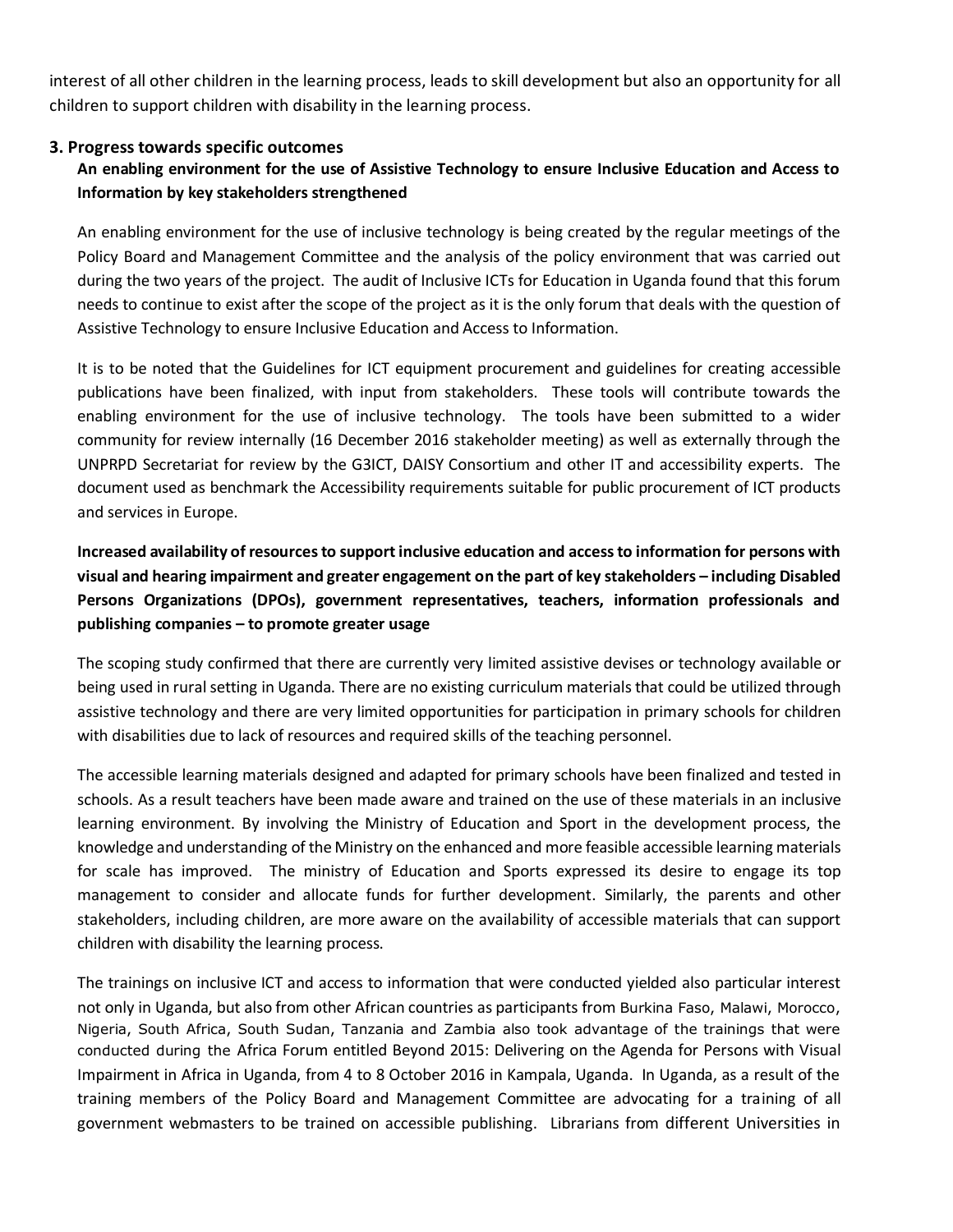interest of all other children in the learning process, leads to skill development but also an opportunity for all children to support children with disability in the learning process.

## 3. Progress towards specific outcomes

**An enabling environment for the use of Assistive Technology to ensure Inclusive Education and Access to Information by key stakeholders strengthened**

An enabling environment for the use of inclusive technology is being created by the regular meetings of the Policy Board and Management Committee and the analysis of the policy environment that was carried out during the two years of the project. The audit of Inclusive ICTs for Education in Uganda found that this forum needs to continue to exist after the scope of the project as it is the only forum that deals with the question of Assistive Technology to ensure Inclusive Education and Access to Information.

It is to be noted that the Guidelines for ICT equipment procurement and guidelines for creating accessible publications have been finalized, with input from stakeholders. These tools will contribute towards the enabling environment for the use of inclusive technology. The tools have been submitted to a wider community for review internally (16 December 2016 stakeholder meeting) as well as externally through the UNPRPD Secretariat for review by the G3ICT, DAISY Consortium and other IT and accessibility experts. The document used as benchmark the Accessibility requirements suitable for public procurement of ICT products and services in Europe.

**Increased availability of resources to support inclusive education and access to information for persons with visual and hearing impairment and greater engagement on the part of key stakeholders – including Disabled Persons Organizations (DPOs), government representatives, teachers, information professionals and publishing companies – to promote greater usage**

The scoping study confirmed that there are currently very limited assistive devises or technology available or being used in rural setting in Uganda. There are no existing curriculum materials that could be utilized through assistive technology and there are very limited opportunities for participation in primary schools for children with disabilities due to lack of resources and required skills of the teaching personnel.

The accessible learning materials designed and adapted for primary schools have been finalized and tested in schools. As a result teachers have been made aware and trained on the use of these materials in an inclusive learning environment. By involving the Ministry of Education and Sport in the development process, the knowledge and understanding of the Ministry on the enhanced and more feasible accessible learning materials for scale has improved. The ministry of Education and Sports expressed its desire to engage its top management to consider and allocate funds for further development. Similarly, the parents and other stakeholders, including children, are more aware on the availability of accessible materials that can support children with disability the learning process.

The trainings on inclusive ICT and access to information that were conducted yielded also particular interest not only in Uganda, but also from other African countries as participants from Burkina Faso, Malawi, Morocco, Nigeria, South Africa, South Sudan, Tanzania and Zambia also took advantage of the trainings that were conducted during the Africa Forum entitled Beyond 2015: Delivering on the Agenda for Persons with Visual Impairment in Africa in Uganda, from 4 to 8 October 2016 in Kampala, Uganda. In Uganda, as a result of the training members of the Policy Board and Management Committee are advocating for a training of all government webmasters to be trained on accessible publishing. Librarians from different Universities in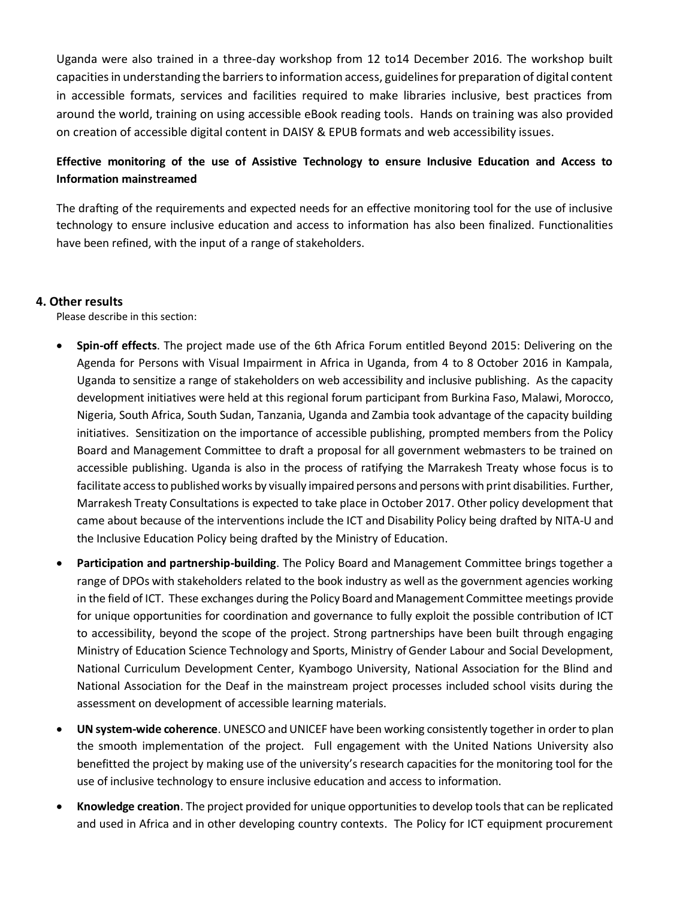Uganda were also trained in a three-day workshop from 12 to14 December 2016. The workshop built capacities in understanding the barriers to information access, guidelines for preparation of digital content in accessible formats, services and facilities required to make libraries inclusive, best practices from around the world, training on using accessible eBook reading tools. Hands on training was also provided on creation of accessible digital content in DAISY & EPUB formats and web accessibility issues.

**Effective monitoring of the use of Assistive Technology to ensure Inclusive Education and Access to Information mainstreamed**

The drafting of the requirements and expected needs for an effective monitoring tool for the use of inclusive technology to ensure inclusive education and access to information has also been finalized. Functionalities have been refined, with the input of a range of stakeholders.

## 4. Other results

Please describe in this section:

- **Spin-off effects**. The project made use of the 6th Africa Forum entitled Beyond 2015: Delivering on the Agenda for Persons with Visual Impairment in Africa in Uganda, from 4 to 8 October 2016 in Kampala, Uganda to sensitize a range of stakeholders on web accessibility and inclusive publishing. As the capacity development initiatives were held at this regional forum participant from Burkina Faso, Malawi, Morocco, Nigeria, South Africa, South Sudan, Tanzania, Uganda and Zambia took advantage of the capacity building initiatives. Sensitization on the importance of accessible publishing, prompted members from the Policy Board and Management Committee to draft a proposal for all government webmasters to be trained on accessible publishing. Uganda is also in the process of ratifying the Marrakesh Treaty whose focus is to facilitate access to published works by visually impaired persons and persons with print disabilities. Further, Marrakesh Treaty Consultations is expected to take place in October 2017. Other policy development that came about because of the interventions include the ICT and Disability Policy being drafted by NITA-U and the Inclusive Education Policy being drafted by the Ministry of Education.
- **Participation and partnership-building**. The Policy Board and Management Committee brings together a range of DPOs with stakeholders related to the book industry as well as the government agencies working in the field of ICT. These exchanges during the Policy Board and Management Committee meetings provide for unique opportunities for coordination and governance to fully exploit the possible contribution of ICT to accessibility, beyond the scope of the project. Strong partnerships have been built through engaging Ministry of Education Science Technology and Sports, Ministry of Gender Labour and Social Development, National Curriculum Development Center, Kyambogo University, National Association for the Blind and National Association for the Deaf in the mainstream project processes included school visits during the assessment on development of accessible learning materials.
- **UN system-wide coherence**. UNESCO and UNICEF have been working consistently together in order to plan the smooth implementation of the project. Full engagement with the United Nations University also benefitted the project by making use of the university's research capacities for the monitoring tool for the use of inclusive technology to ensure inclusive education and access to information.
- **Knowledge creation**. The project provided for unique opportunities to develop tools that can be replicated and used in Africa and in other developing country contexts. The Policy for ICT equipment procurement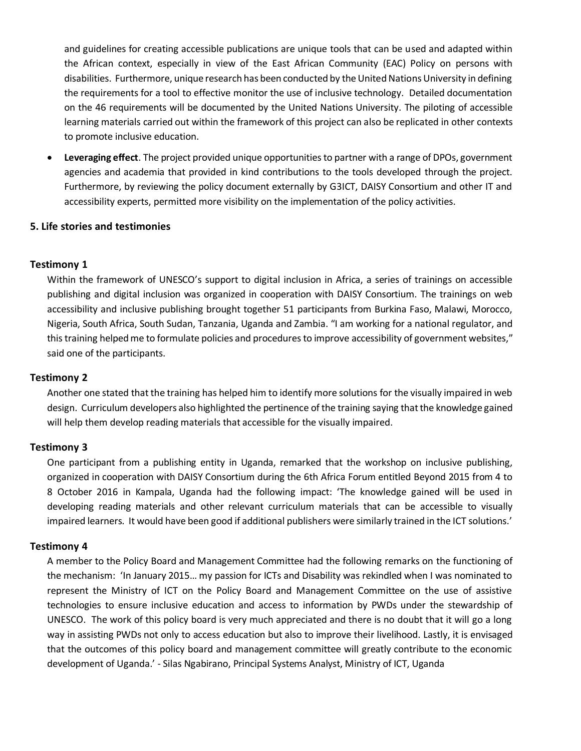and guidelines for creating accessible publications are unique tools that can be used and adapted within the African context, especially in view of the East African Community (EAC) Policy on persons with disabilities. Furthermore, unique research has been conducted by the United Nations University in defining the requirements for a tool to effective monitor the use of inclusive technology. Detailed documentation on the 46 requirements will be documented by the United Nations University. The piloting of accessible learning materials carried out within the framework of this project can also be replicated in other contexts to promote inclusive education.

- **Leveraging effect**. The project provided unique opportunities to partner with a range of DPOs, government agencies and academia that provided in kind contributions to the tools developed through the project. Furthermore, by reviewing the policy document externally by G3ICT, DAISY Consortium and other IT and accessibility experts, permitted more visibility on the implementation of the policy activities.

## 5. Life stories and testimonies

### Testimony 1

Within the framework of UNESCO's support to digital inclusion in Africa, a series of trainings on accessible publishing and digital inclusion was organized in cooperation with DAISY Consortium. The trainings on web accessibility and inclusive publishing brought together 51 participants from Burkina Faso, Malawi, Morocco, Nigeria, South Africa, South Sudan, Tanzania, Uganda and Zambia. "I am working for a national regulator, and this training helped me to formulate policies and procedures to improve accessibility of government websites," said one of the participants.

### Testimony 2

Another one stated that the training has helped him to identify more solutions for the visually impaired in web design. Curriculum developers also highlighted the pertinence of the training saying that the knowledge gained will help them develop reading materials that accessible for the visually impaired.

### Testimony 3

One participant from a publishing entity in Uganda, remarked that the workshop on inclusive publishing, organized in cooperation with DAISY Consortium during the 6th Africa Forum entitled Beyond 2015 from 4 to 8 October 2016 in Kampala, Uganda had the following impact: 'The knowledge gained will be used in developing reading materials and other relevant curriculum materials that can be accessible to visually impaired learners. It would have been good if additional publishers were similarly trained in the ICT solutions.'

### Testimony 4

A member to the Policy Board and Management Committee had the following remarks on the functioning of the mechanism: 'In January 2015… my passion for ICTs and Disability was rekindled when I was nominated to represent the Ministry of ICT on the Policy Board and Management Committee on the use of assistive technologies to ensure inclusive education and access to information by PWDs under the stewardship of UNESCO. The work of this policy board is very much appreciated and there is no doubt that it will go a long way in assisting PWDs not only to access education but also to improve their livelihood. Lastly, it is envisaged that the outcomes of this policy board and management committee will greatly contribute to the economic development of Uganda.' - Silas Ngabirano, Principal Systems Analyst, Ministry of ICT, Uganda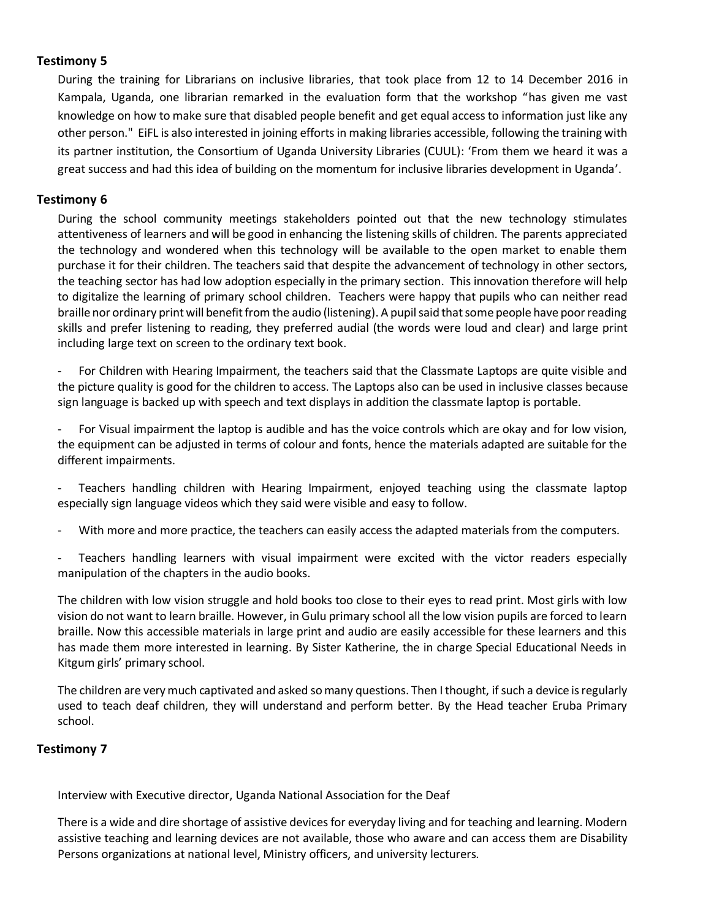### Testimony 5

During the training for Librarians on inclusive libraries, that took place from 12 to 14 December 2016 in Kampala, Uganda, one librarian remarked in the evaluation form that the workshop "has given me vast knowledge on how to make sure that disabled people benefit and get equal access to information just like any other person." EiFL is also interested in joining efforts in making libraries accessible, following the training with its partner institution, the Consortium of Uganda University Libraries (CUUL): 'From them we heard it was a great success and had this idea of building on the momentum for inclusive libraries development in Uganda'.

### Testimony 6

During the school community meetings stakeholders pointed out that the new technology stimulates attentiveness of learners and will be good in enhancing the listening skills of children. The parents appreciated the technology and wondered when this technology will be available to the open market to enable them purchase it for their children. The teachers said that despite the advancement of technology in other sectors, the teaching sector has had low adoption especially in the primary section. This innovation therefore will help to digitalize the learning of primary school children. Teachers were happy that pupils who can neither read braille nor ordinary print will benefit from the audio (listening). A pupil said that some people have poor reading skills and prefer listening to reading, they preferred audial (the words were loud and clear) and large print including large text on screen to the ordinary text book.

- For Children with Hearing Impairment, the teachers said that the Classmate Laptops are quite visible and the picture quality is good for the children to access. The Laptops also can be used in inclusive classes because sign language is backed up with speech and text displays in addition the classmate laptop is portable.
- For Visual impairment the laptop is audible and has the voice controls which are okay and for low vision, the equipment can be adjusted in terms of colour and fonts, hence the materials adapted are suitable for the different impairments.
- Teachers handling children with Hearing Impairment, enjoyed teaching using the classmate laptop especially sign language videos which they said were visible and easy to follow.
- With more and more practice, the teachers can easily access the adapted materials from the computers.
- Teachers handling learners with visual impairment were excited with the victor readers especially manipulation of the chapters in the audio books.

The children with low vision struggle and hold books too close to their eyes to read print. Most girls with low vision do not want to learn braille. However, in Gulu primary school all the low vision pupils are forced to learn braille. Now this accessible materials in large print and audio are easily accessible for these learners and this has made them more interested in learning. By Sister Katherine, the in charge Special Educational Needs in Kitgum girls' primary school.

The children are very much captivated and asked so many questions. Then I thought, if such a device is regularly used to teach deaf children, they will understand and perform better. By the Head teacher Eruba Primary school.

### Testimony 7

Interview with Executive director, Uganda National Association for the Deaf

There is a wide and dire shortage of assistive devices for everyday living and for teaching and learning. Modern assistive teaching and learning devices are not available, those who aware and can access them are Disability Persons organizations at national level, Ministry officers, and university lecturers.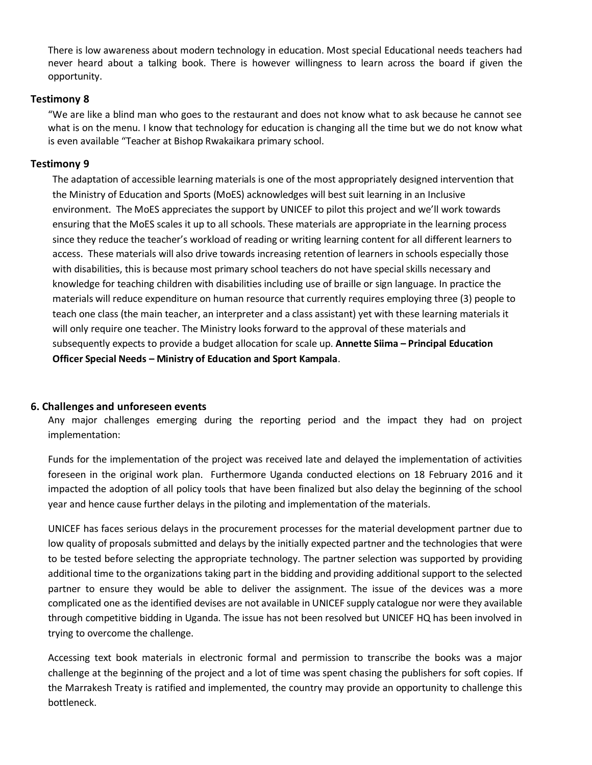There is low awareness about modern technology in education. Most special Educational needs teachers had never heard about a talking book. There is however willingness to learn across the board if given the opportunity.

### Testimony 8

"We are like a blind man who goes to the restaurant and does not know what to ask because he cannot see what is on the menu. I know that technology for education is changing all the time but we do not know what is even available "Teacher at Bishop Rwakaikara primary school.

### Testimony 9

The adaptation of accessible learning materials is one of the most appropriately designed intervention that the Ministry of Education and Sports (MoES) acknowledges will best suit learning in an Inclusive environment. The MoES appreciates the support by UNICEF to pilot this project and we'll work towards ensuring that the MoES scales it up to all schools. These materials are appropriate in the learning process since they reduce the teacher's workload of reading or writing learning content for all different learners to access. These materials will also drive towards increasing retention of learners in schools especially those with disabilities, this is because most primary school teachers do not have special skills necessary and knowledge for teaching children with disabilities including use of braille or sign language. In practice the materials will reduce expenditure on human resource that currently requires employing three (3) people to teach one class (the main teacher, an interpreter and a class assistant) yet with these learning materials it will only require one teacher. The Ministry looks forward to the approval of these materials and subsequently expects to provide a budget allocation for scale up. **Annette Siima – Principal Education Officer Special Needs – Ministry of Education and Sport Kampala**.

## 6. Challenges and unforeseen events

Any major challenges emerging during the reporting period and the impact they had on project implementation:

Funds for the implementation of the project was received late and delayed the implementation of activities foreseen in the original work plan. Furthermore Uganda conducted elections on 18 February 2016 and it impacted the adoption of all policy tools that have been finalized but also delay the beginning of the school year and hence cause further delays in the piloting and implementation of the materials.

UNICEF has faces serious delays in the procurement processes for the material development partner due to low quality of proposals submitted and delays by the initially expected partner and the technologies that were to be tested before selecting the appropriate technology. The partner selection was supported by providing additional time to the organizations taking part in the bidding and providing additional support to the selected partner to ensure they would be able to deliver the assignment. The issue of the devices was a more complicated one as the identified devises are not available in UNICEF supply catalogue nor were they available through competitive bidding in Uganda. The issue has not been resolved but UNICEF HQ has been involved in trying to overcome the challenge.

Accessing text book materials in electronic formal and permission to transcribe the books was a major challenge at the beginning of the project and a lot of time was spent chasing the publishers for soft copies. If the Marrakesh Treaty is ratified and implemented, the country may provide an opportunity to challenge this bottleneck.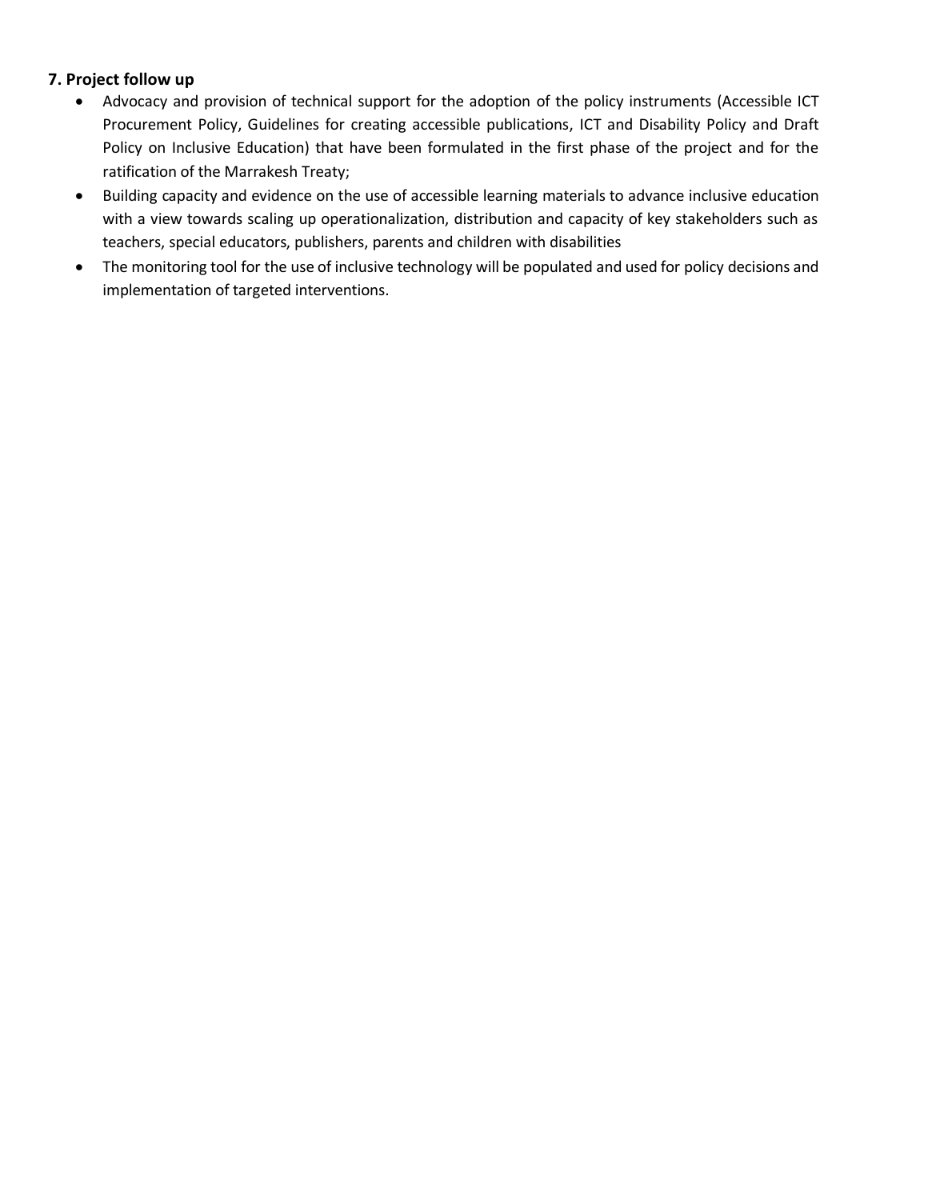**7. Project follow up**

- Advocacy and provision of technical support for the adoption of the policy instruments (Accessible ICT Procurement Policy, Guidelines for creating accessible publications, ICT and Disability Policy and Draft Policy on Inclusive Education) that have been formulated in the first phase of the project and for the ratification of the Marrakesh Treaty;
- Building capacity and evidence on the use of accessible learning materials to advance inclusive education with a view towards scaling up operationalization, distribution and capacity of key stakeholders such as teachers, special educators, publishers, parents and children with disabilities
- The monitoring tool for the use of inclusive technology will be populated and used for policy decisions and implementation of targeted interventions.